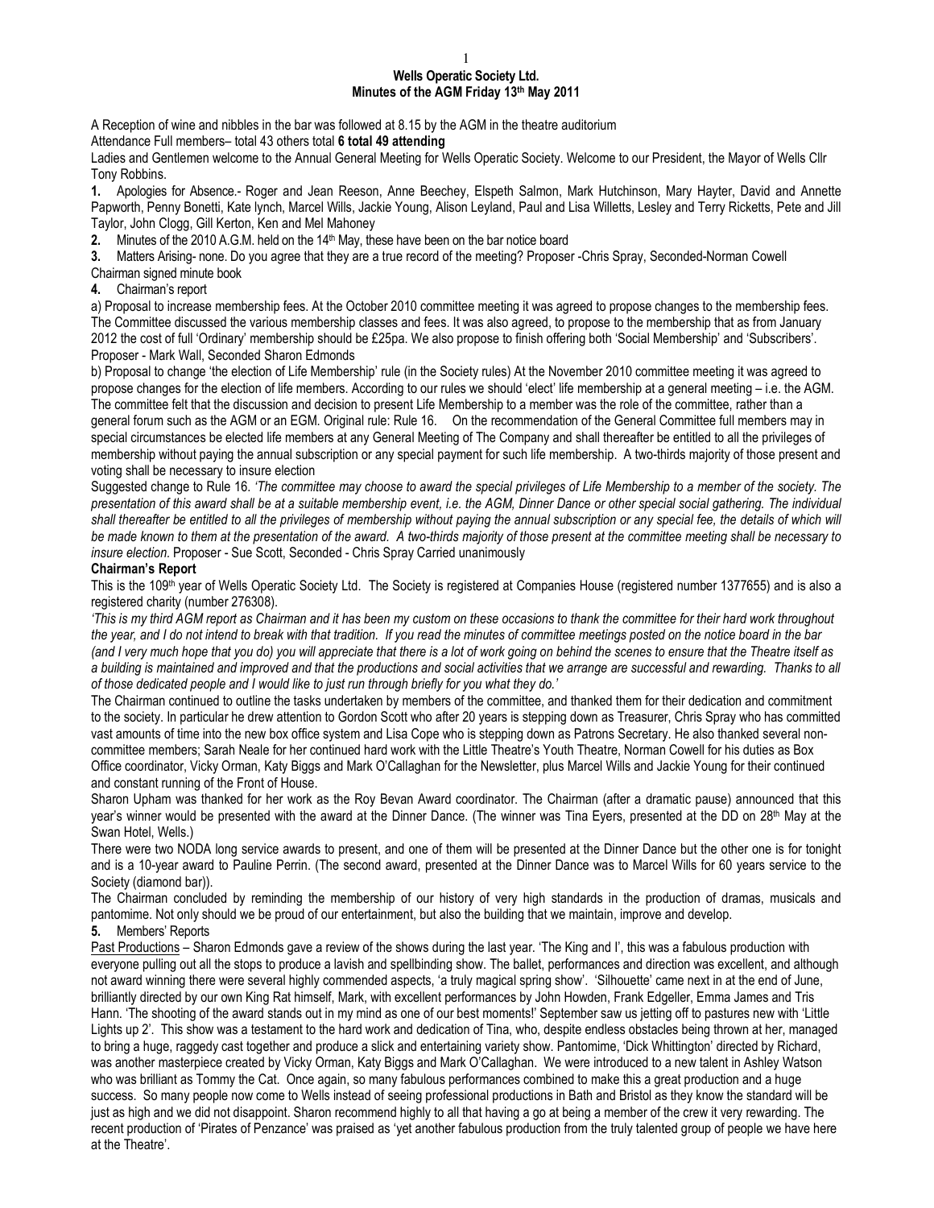**Wells Operatic Society Ltd.**
**Minutes of the AGM Friday 13th May 2011**

A Reception of wine and nibbles in the bar was followed at 8.15 by the AGM in the theatre auditorium

Attendance Full members– total 43 others total **6 total 49 attending**

Ladies and Gentlemen welcome to the Annual General Meeting for Wells Operatic Society. Welcome to our President, the Mayor of Wells Cllr Tony Robbins.

**1.** Apologies for Absence.- Roger and Jean Reeson, Anne Beechey, Elspeth Salmon, Mark Hutchinson, Mary Hayter, David and Annette Papworth, Penny Bonetti, Kate lynch, Marcel Wills, Jackie Young, Alison Leyland, Paul and Lisa Willetts, Lesley and Terry Ricketts, Pete and Jill Taylor, John Clogg, Gill Kerton, Ken and Mel Mahoney

**2.** Minutes of the 2010 A.G.M. held on the 14th May, these have been on the bar notice board

**3.** Matters Arising- none. Do you agree that they are a true record of the meeting? Proposer -Chris Spray, Seconded-Norman Cowell

Chairman signed minute book

**4.** Chairman's report

a) Proposal to increase membership fees. At the October 2010 committee meeting it was agreed to propose changes to the membership fees. The Committee discussed the various membership classes and fees. It was also agreed, to propose to the membership that as from January 2012 the cost of full 'Ordinary' membership should be £25pa. We also propose to finish offering both 'Social Membership' and 'Subscribers'. Proposer - Mark Wall, Seconded Sharon Edmonds

b) Proposal to change 'the election of Life Membership' rule (in the Society rules) At the November 2010 committee meeting it was agreed to propose changes for the election of life members. According to our rules we should 'elect' life membership at a general meeting – i.e. the AGM. The committee felt that the discussion and decision to present Life Membership to a member was the role of the committee, rather than a general forum such as the AGM or an EGM. Original rule: Rule 16. On the recommendation of the General Committee full members may in special circumstances be elected life members at any General Meeting of The Company and shall thereafter be entitled to all the privileges of membership without paying the annual subscription or any special payment for such life membership. A two-thirds majority of those present and voting shall be necessary to insure election

Suggested change to Rule 16. *'The committee may choose to award the special privileges of Life Membership to a member of the society. The presentation of this award shall be at a suitable membership event, i.e. the AGM, Dinner Dance or other special social gathering. The individual shall thereafter be entitled to all the privileges of membership without paying the annual subscription or any special fee, the details of which will be made known to them at the presentation of the award. A two-thirds majority of those present at the committee meeting shall be necessary to insure election.* Proposer - Sue Scott, Seconded - Chris Spray Carried unanimously

**Chairman's Report**

This is the 109th year of Wells Operatic Society Ltd. The Society is registered at Companies House (registered number 1377655) and is also a registered charity (number 276308).

*'This is my third AGM report as Chairman and it has been my custom on these occasions to thank the committee for their hard work throughout the year, and I do not intend to break with that tradition. If you read the minutes of committee meetings posted on the notice board in the bar (and I very much hope that you do) you will appreciate that there is a lot of work going on behind the scenes to ensure that the Theatre itself as a building is maintained and improved and that the productions and social activities that we arrange are successful and rewarding. Thanks to all of those dedicated people and I would like to just run through briefly for you what they do.'*

The Chairman continued to outline the tasks undertaken by members of the committee, and thanked them for their dedication and commitment to the society. In particular he drew attention to Gordon Scott who after 20 years is stepping down as Treasurer, Chris Spray who has committed vast amounts of time into the new box office system and Lisa Cope who is stepping down as Patrons Secretary. He also thanked several non-committee members; Sarah Neale for her continued hard work with the Little Theatre's Youth Theatre, Norman Cowell for his duties as Box Office coordinator, Vicky Orman, Katy Biggs and Mark O'Callaghan for the Newsletter, plus Marcel Wills and Jackie Young for their continued and constant running of the Front of House.

Sharon Upham was thanked for her work as the Roy Bevan Award coordinator. The Chairman (after a dramatic pause) announced that this year's winner would be presented with the award at the Dinner Dance. (The winner was Tina Eyers, presented at the DD on 28th May at the Swan Hotel, Wells.)

There were two NODA long service awards to present, and one of them will be presented at the Dinner Dance but the other one is for tonight and is a 10-year award to Pauline Perrin. (The second award, presented at the Dinner Dance was to Marcel Wills for 60 years service to the Society (diamond bar)).

The Chairman concluded by reminding the membership of our history of very high standards in the production of dramas, musicals and pantomime. Not only should we be proud of our entertainment, but also the building that we maintain, improve and develop.

**5.** Members' Reports

Past Productions – Sharon Edmonds gave a review of the shows during the last year. 'The King and I', this was a fabulous production with everyone pulling out all the stops to produce a lavish and spellbinding show. The ballet, performances and direction was excellent, and although not award winning there were several highly commended aspects, 'a truly magical spring show'. 'Silhouette' came next in at the end of June, brilliantly directed by our own King Rat himself, Mark, with excellent performances by John Howden, Frank Edgeller, Emma James and Tris Hann. 'The shooting of the award stands out in my mind as one of our best moments!' September saw us jetting off to pastures new with 'Little Lights up 2'. This show was a testament to the hard work and dedication of Tina, who, despite endless obstacles being thrown at her, managed to bring a huge, raggedy cast together and produce a slick and entertaining variety show. Pantomime, 'Dick Whittington' directed by Richard, was another masterpiece created by Vicky Orman, Katy Biggs and Mark O'Callaghan. We were introduced to a new talent in Ashley Watson who was brilliant as Tommy the Cat. Once again, so many fabulous performances combined to make this a great production and a huge success. So many people now come to Wells instead of seeing professional productions in Bath and Bristol as they know the standard will be just as high and we did not disappoint. Sharon recommend highly to all that having a go at being a member of the crew it very rewarding. The recent production of 'Pirates of Penzance' was praised as 'yet another fabulous production from the truly talented group of people we have here at the Theatre'.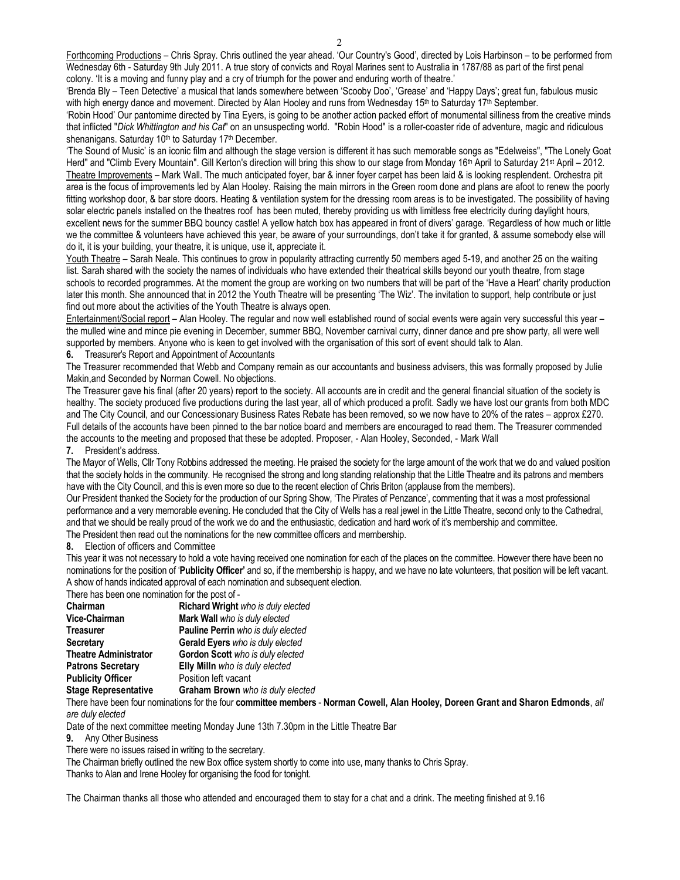Forthcoming Productions – Chris Spray. Chris outlined the year ahead. 'Our Country's Good', directed by Lois Harbinson – to be performed from Wednesday 6th - Saturday 9th July 2011. A true story of convicts and Royal Marines sent to Australia in 1787/88 as part of the first penal colony. 'It is a moving and funny play and a cry of triumph for the power and enduring worth of theatre.'

'Brenda Bly – Teen Detective' a musical that lands somewhere between 'Scooby Doo', 'Grease' and 'Happy Days'; great fun, fabulous music with high energy dance and movement. Directed by Alan Hooley and runs from Wednesday 15th to Saturday 17th September.

'Robin Hood' Our pantomime directed by Tina Eyers, is going to be another action packed effort of monumental silliness from the creative minds that inflicted "*Dick Whittington and his Cat*" on an unsuspecting world. "Robin Hood" is a roller-coaster ride of adventure, magic and ridiculous shenanigans. Saturday 10th to Saturday 17th December.

'The Sound of Music' is an iconic film and although the stage version is different it has such memorable songs as "Edelweiss", "The Lonely Goat Herd" and "Climb Every Mountain". Gill Kerton's direction will bring this show to our stage from Monday 16th April to Saturday 21st April – 2012.

Theatre Improvements – Mark Wall. The much anticipated foyer, bar & inner foyer carpet has been laid & is looking resplendent. Orchestra pit area is the focus of improvements led by Alan Hooley. Raising the main mirrors in the Green room done and plans are afoot to renew the poorly fitting workshop door, & bar store doors. Heating & ventilation system for the dressing room areas is to be investigated. The possibility of having solar electric panels installed on the theatres roof has been muted, thereby providing us with limitless free electricity during daylight hours, excellent news for the summer BBQ bouncy castle! A yellow hatch box has appeared in front of divers' garage. 'Regardless of how much or little we the committee & volunteers have achieved this year, be aware of your surroundings, don't take it for granted, & assume somebody else will do it, it is your building, your theatre, it is unique, use it, appreciate it.

Youth Theatre – Sarah Neale. This continues to grow in popularity attracting currently 50 members aged 5-19, and another 25 on the waiting list. Sarah shared with the society the names of individuals who have extended their theatrical skills beyond our youth theatre, from stage schools to recorded programmes. At the moment the group are working on two numbers that will be part of the 'Have a Heart' charity production later this month. She announced that in 2012 the Youth Theatre will be presenting 'The Wiz'. The invitation to support, help contribute or just find out more about the activities of the Youth Theatre is always open.

Entertainment/Social report – Alan Hooley. The regular and now well established round of social events were again very successful this year – the mulled wine and mince pie evening in December, summer BBQ, November carnival curry, dinner dance and pre show party, all were well supported by members. Anyone who is keen to get involved with the organisation of this sort of event should talk to Alan.

**6.** Treasurer's Report and Appointment of Accountants

The Treasurer recommended that Webb and Company remain as our accountants and business advisers, this was formally proposed by Julie Makin,and Seconded by Norman Cowell. No objections.

The Treasurer gave his final (after 20 years) report to the society. All accounts are in credit and the general financial situation of the society is healthy. The society produced five productions during the last year, all of which produced a profit. Sadly we have lost our grants from both MDC and The City Council, and our Concessionary Business Rates Rebate has been removed, so we now have to 20% of the rates – approx £270. Full details of the accounts have been pinned to the bar notice board and members are encouraged to read them. The Treasurer commended the accounts to the meeting and proposed that these be adopted. Proposer, - Alan Hooley, Seconded, - Mark Wall

**7.** President's address.

The Mayor of Wells, Cllr Tony Robbins addressed the meeting. He praised the society for the large amount of the work that we do and valued position that the society holds in the community. He recognised the strong and long standing relationship that the Little Theatre and its patrons and members have with the City Council, and this is even more so due to the recent election of Chris Briton (applause from the members).

Our President thanked the Society for the production of our Spring Show, 'The Pirates of Penzance', commenting that it was a most professional performance and a very memorable evening. He concluded that the City of Wells has a real jewel in the Little Theatre, second only to the Cathedral, and that we should be really proud of the work we do and the enthusiastic, dedication and hard work of it's membership and committee.

The President then read out the nominations for the new committee officers and membership.

**8.** Election of officers and Committee

This year it was not necessary to hold a vote having received one nomination for each of the places on the committee. However there have been no nominations for the position of '**Publicity Officer'** and so, if the membership is happy, and we have no late volunteers, that position will be left vacant. A show of hands indicated approval of each nomination and subsequent election.

There has been one nomination for the post of -

| | |
|---|---|
| **Chairman** | **Richard Wright** *who is duly elected* |
| **Vice-Chairman** | **Mark Wall** *who is duly elected* |
| **Treasurer** | **Pauline Perrin** *who is duly elected* |
| **Secretary** | **Gerald Eyers** *who is duly elected* |
| **Theatre Administrator** | **Gordon Scott** *who is duly elected* |
| **Patrons Secretary** | **Elly Milln** *who is duly elected* |
| **Publicity Officer** | Position left vacant |
| **Stage Representative** | **Graham Brown** *who is duly elected* |

There have been four nominations for the four **committee members** - **Norman Cowell, Alan Hooley, Doreen Grant and Sharon Edmonds**, *all are duly elected*

Date of the next committee meeting Monday June 13th 7.30pm in the Little Theatre Bar

**9.** Any Other Business

There were no issues raised in writing to the secretary.

The Chairman briefly outlined the new Box office system shortly to come into use, many thanks to Chris Spray.

Thanks to Alan and Irene Hooley for organising the food for tonight.

The Chairman thanks all those who attended and encouraged them to stay for a chat and a drink. The meeting finished at 9.16